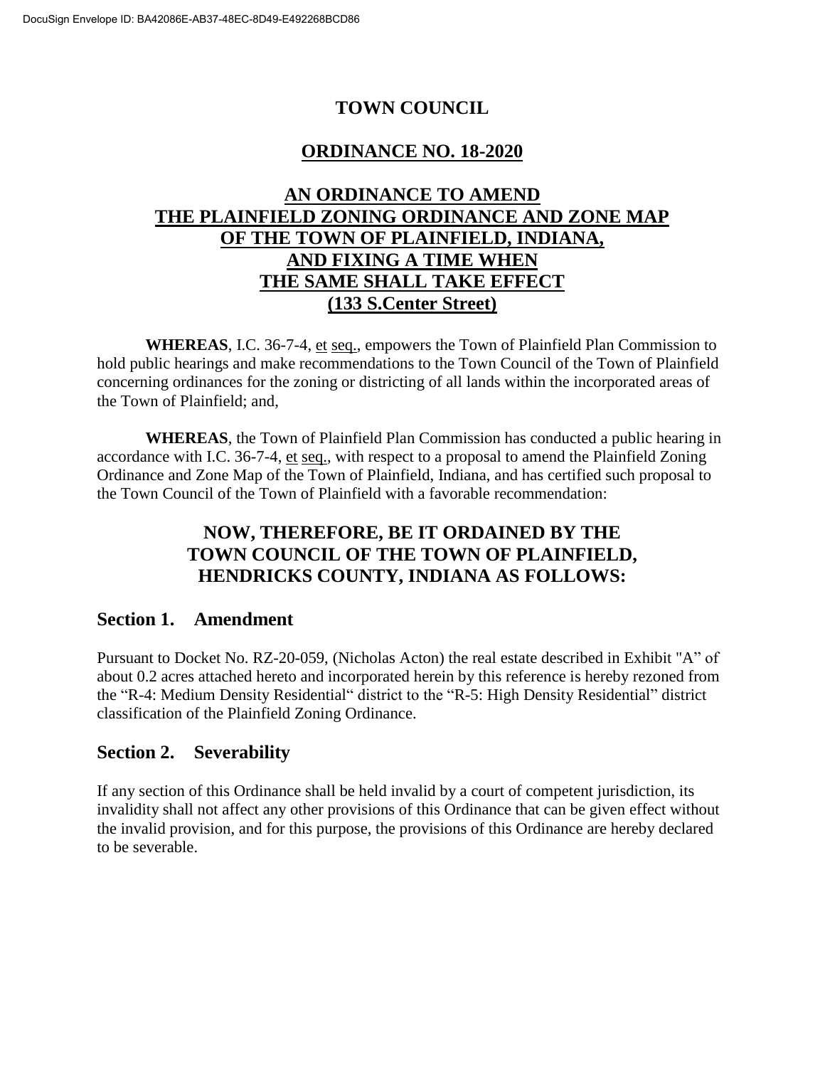# TOWN COUNCIL

## ORDINANCE NO. 18-2020

## AN ORDINANCE TO AMEND THE PLAINFIELD ZONING ORDINANCE AND ZONE MAP OF THE TOWN OF PLAINFIELD, INDIANA, AND FIXING A TIME WHEN THE SAME SHALL TAKE EFFECT (133 S.Center Street)

**WHEREAS**, I.C. 36-7-4, et seq., empowers the Town of Plainfield Plan Commission to hold public hearings and make recommendations to the Town Council of the Town of Plainfield concerning ordinances for the zoning or districting of all lands within the incorporated areas of the Town of Plainfield; and,

**WHEREAS**, the Town of Plainfield Plan Commission has conducted a public hearing in accordance with I.C. 36-7-4, et seq., with respect to a proposal to amend the Plainfield Zoning Ordinance and Zone Map of the Town of Plainfield, Indiana, and has certified such proposal to the Town Council of the Town of Plainfield with a favorable recommendation:

## NOW, THEREFORE, BE IT ORDAINED BY THE TOWN COUNCIL OF THE TOWN OF PLAINFIELD, HENDRICKS COUNTY, INDIANA AS FOLLOWS:

## Section 1. Amendment

Pursuant to Docket No. RZ-20-059, (Nicholas Acton) the real estate described in Exhibit "A" of about 0.2 acres attached hereto and incorporated herein by this reference is hereby rezoned from the "R-4: Medium Density Residential" district to the "R-5: High Density Residential" district classification of the Plainfield Zoning Ordinance.

## Section 2. Severability

If any section of this Ordinance shall be held invalid by a court of competent jurisdiction, its invalidity shall not affect any other provisions of this Ordinance that can be given effect without the invalid provision, and for this purpose, the provisions of this Ordinance are hereby declared to be severable.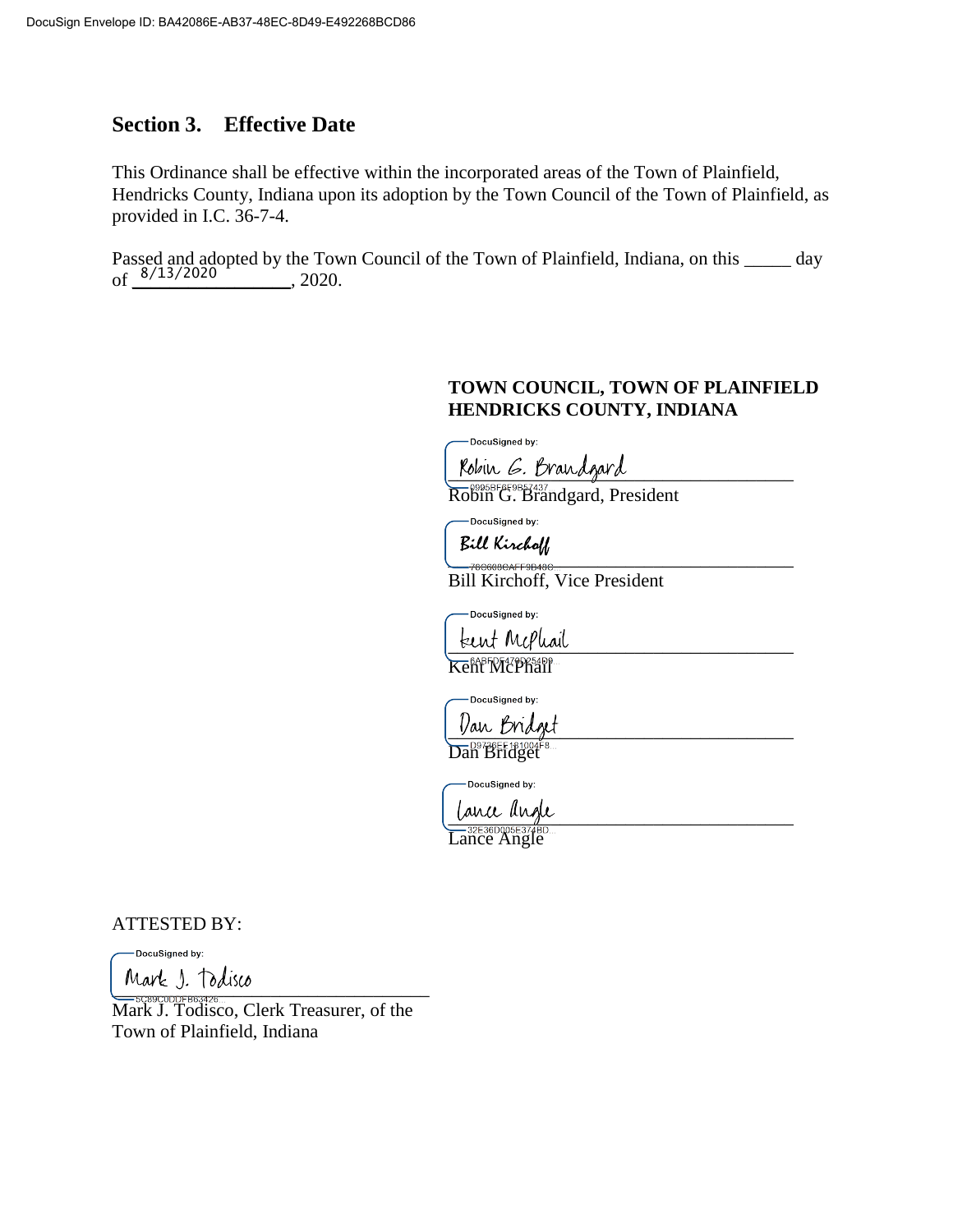DocuSign Envelope ID: BA42086E-AB37-48EC-8D49-E492268BCD86

## Section 3. Effective Date

This Ordinance shall be effective within the incorporated areas of the Town of Plainfield, Hendricks County, Indiana upon its adoption by the Town Council of the Town of Plainfield, as provided in I.C. 36-7-4.

Passed and adopted by the Town Council of the Town of Plainfield, Indiana, on this _____ day of 8/13/2020, 2020.

**TOWN COUNCIL, TOWN OF PLAINFIELD**
**HENDRICKS COUNTY, INDIANA**

DocuSigned by:
Robin G. Brandgard
0995BF6E9B57437...
Robin G. Brandgard, President

DocuSigned by:
Bill Kirchoff
76C609CAFF9B48C...
Bill Kirchoff, Vice President

DocuSigned by:
Kent McPhail
6ABFDE479D254D9...
Kent McPhail

DocuSigned by:
Dan Bridget
D9726EE181004F8...
Dan Bridget

DocuSigned by:
Lance Angle
32E36D005E374BD...
Lance Angle

ATTESTED BY:

DocuSigned by:
Mark J. Todisco
5C89C0DDFB63426...
Mark J. Todisco, Clerk Treasurer, of the Town of Plainfield, Indiana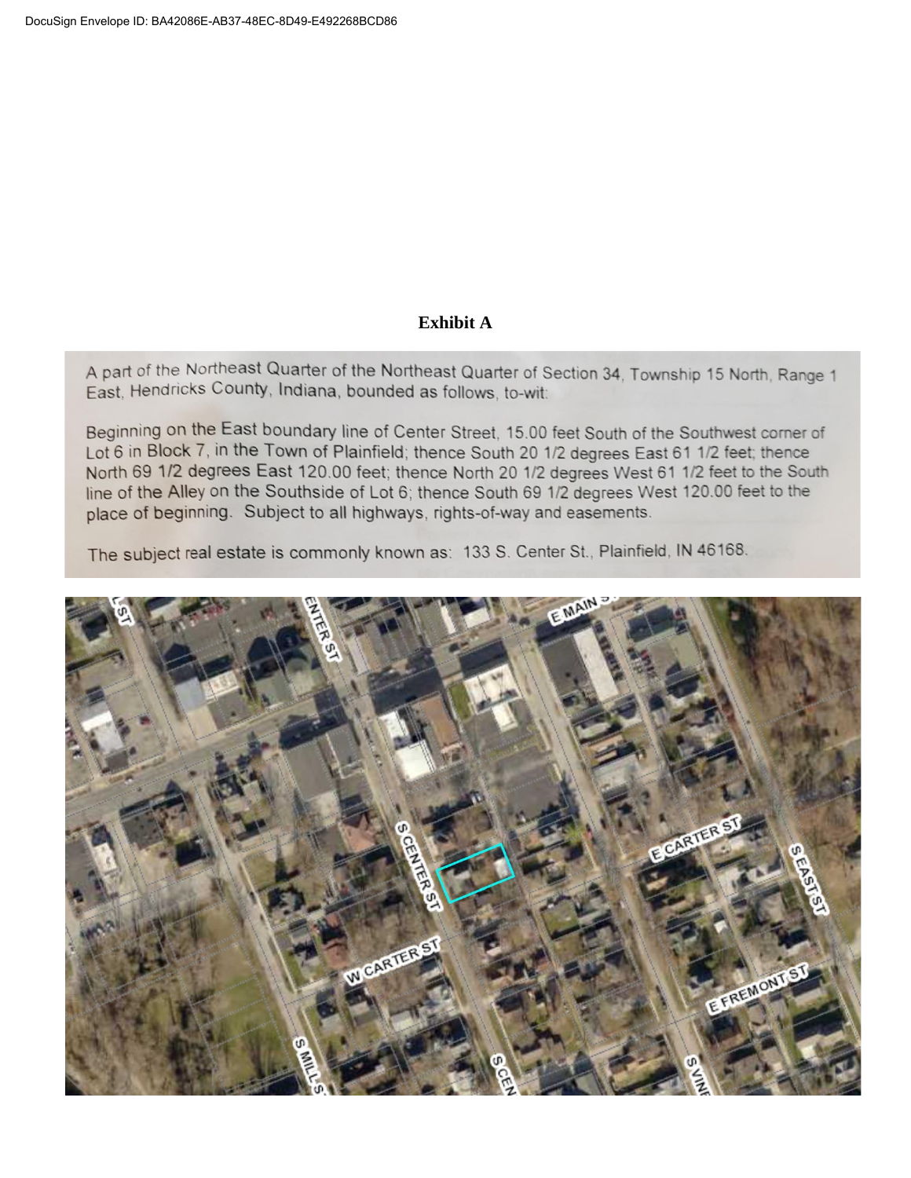# Exhibit A

A part of the Northeast Quarter of the Northeast Quarter of Section 34, Township 15 North, Range 1 East, Hendricks County, Indiana, bounded as follows, to-wit:

Beginning on the East boundary line of Center Street, 15.00 feet South of the Southwest corner of Lot 6 in Block 7, in the Town of Plainfield; thence South 20 1/2 degrees East 61 1/2 feet; thence North 69 1/2 degrees East 120.00 feet; thence North 20 1/2 degrees West 61 1/2 feet to the South line of the Alley on the Southside of Lot 6; thence South 69 1/2 degrees West 120.00 feet to the place of beginning. Subject to all highways, rights-of-way and easements.

The subject real estate is commonly known as: 133 S. Center St., Plainfield, IN 46168.